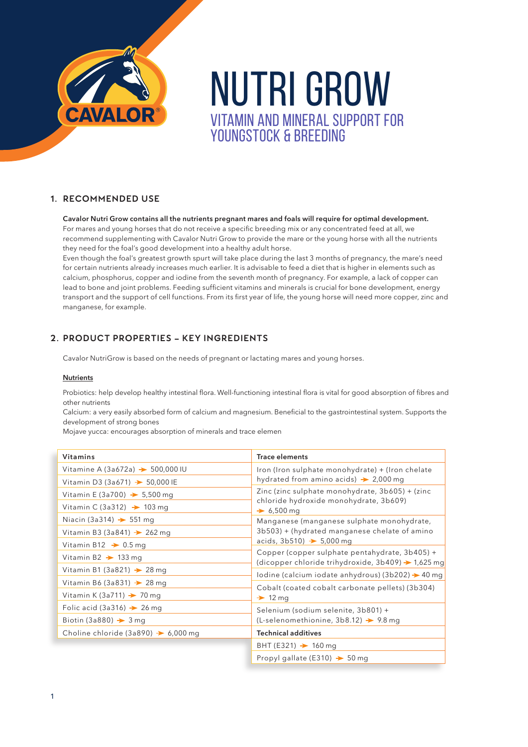// CAVALOR

# NUTRI GROW

## VITAMIN AND MINERAL SUPPORT FOR YOUNGSTOCK & BREEDING

## 1. RECOMMENDED USE

**Cavalor Nutri Grow contains all the nutrients pregnant mares and foals will require for optimal development.**
For mares and young horses that do not receive a specific breeding mix or any concentrated feed at all, we recommend supplementing with Cavalor Nutri Grow to provide the mare or the young horse with all the nutrients they need for the foal's good development into a healthy adult horse.
Even though the foal's greatest growth spurt will take place during the last 3 months of pregnancy, the mare's need for certain nutrients already increases much earlier. It is advisable to feed a diet that is higher in elements such as calcium, phosphorus, copper and iodine from the seventh month of pregnancy. For example, a lack of copper can lead to bone and joint problems. Feeding sufficient vitamins and minerals is crucial for bone development, energy transport and the support of cell functions. From its first year of life, the young horse will need more copper, zinc and manganese, for example.

## 2. PRODUCT PROPERTIES – KEY INGREDIENTS

Cavalor NutriGrow is based on the needs of pregnant or lactating mares and young horses.

**Nutrients**

Probiotics: help develop healthy intestinal flora. Well-functioning intestinal flora is vital for good absorption of fibres and other nutrients
Calcium: a very easily absorbed form of calcium and magnesium. Beneficial to the gastrointestinal system. Supports the development of strong bones
Mojave yucca: encourages absorption of minerals and trace elemen

| Vitamins | Trace elements |
|---|---|
| Vitamine A (3a672a) → 500,000 IU | Iron (Iron sulphate monohydrate) + (Iron chelate hydrated from amino acids) → 2,000 mg |
| Vitamin D3 (3a671) → 50,000 IE | |
| Vitamin E (3a700) → 5,500 mg | Zinc (zinc sulphate monohydrate, 3b605) + (zinc chloride hydroxide monohydrate, 3b609) → 6,500 mg |
| Vitamin C (3a312) → 103 mg | |
| Niacin (3a314) → 551 mg | Manganese (manganese sulphate monohydrate, 3b503) + (hydrated manganese chelate of amino acids, 3b510) → 5,000 mg |
| Vitamin B3 (3a841) → 262 mg | |
| Vitamin B12 → 0.5 mg | |
| Vitamin B2 → 133 mg | Copper (copper sulphate pentahydrate, 3b405) + (dicopper chloride trihydroxide, 3b409) → 1,625 mg |
| Vitamin B1 (3a821) → 28 mg | |
| Vitamin B6 (3a831) → 28 mg | Iodine (calcium iodate anhydrous) (3b202) → 40 mg |
| Vitamin K (3a711) → 70 mg | Cobalt (coated cobalt carbonate pellets) (3b304) → 12 mg |
| Folic acid (3a316) → 26 mg | Selenium (sodium selenite, 3b801) + (L-selenomethionine, 3b8.12) → 9.8 mg |
| Biotin (3a880) → 3 mg | |
| Choline chloride (3a890) → 6,000 mg | **Technical additives** |
| | BHT (E321) → 160 mg |
| | Propyl gallate (E310) → 50 mg |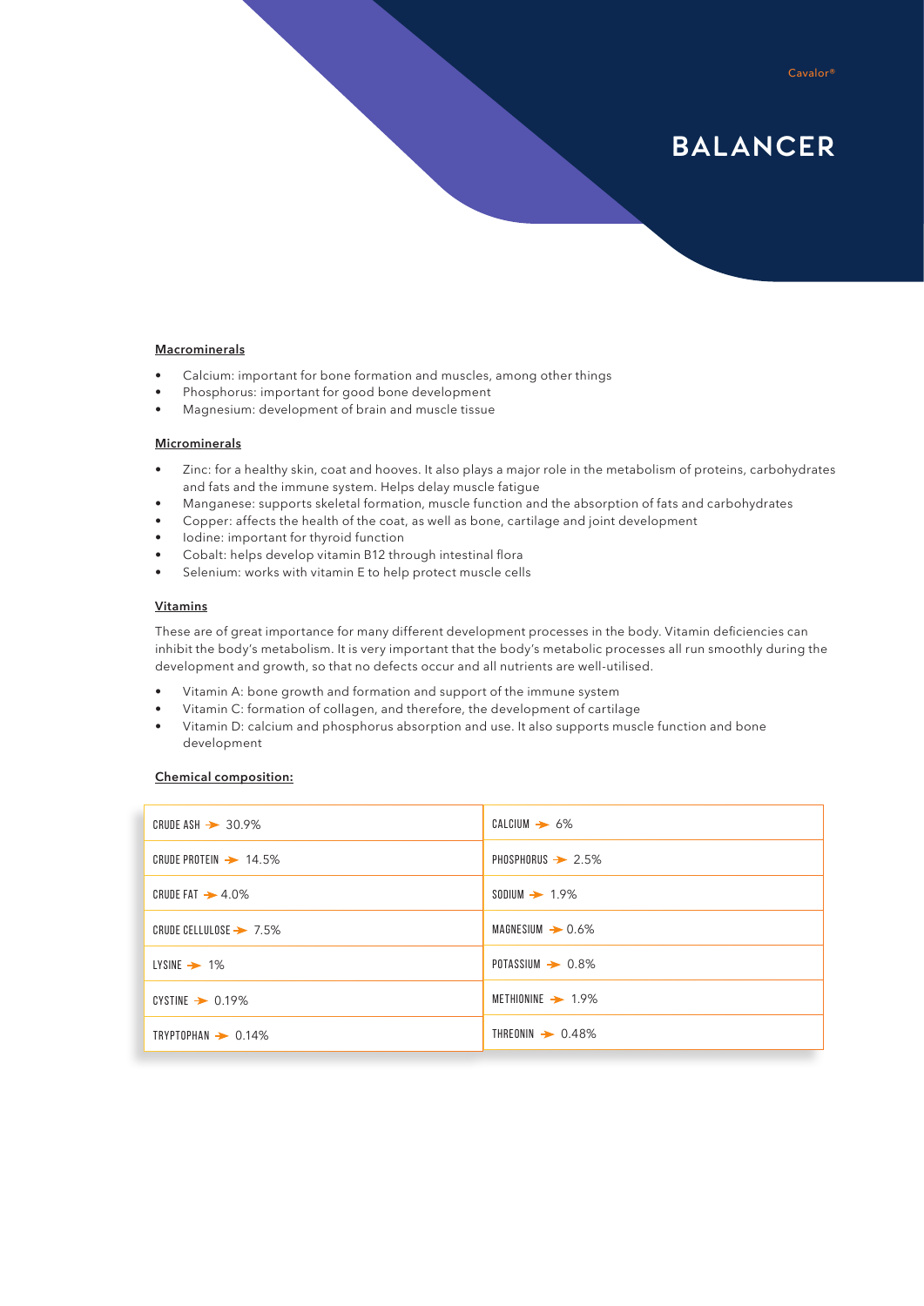Cavalor®

# BALANCER

**Macrominerals**

- Calcium: important for bone formation and muscles, among other things
- Phosphorus: important for good bone development
- Magnesium: development of brain and muscle tissue

**Microminerals**

- Zinc: for a healthy skin, coat and hooves. It also plays a major role in the metabolism of proteins, carbohydrates and fats and the immune system. Helps delay muscle fatigue
- Manganese: supports skeletal formation, muscle function and the absorption of fats and carbohydrates
- Copper: affects the health of the coat, as well as bone, cartilage and joint development
- Iodine: important for thyroid function
- Cobalt: helps develop vitamin B12 through intestinal flora
- Selenium: works with vitamin E to help protect muscle cells

**Vitamins**

These are of great importance for many different development processes in the body. Vitamin deficiencies can inhibit the body's metabolism. It is very important that the body's metabolic processes all run smoothly during the development and growth, so that no defects occur and all nutrients are well-utilised.

- Vitamin A: bone growth and formation and support of the immune system
- Vitamin C: formation of collagen, and therefore, the development of cartilage
- Vitamin D: calcium and phosphorus absorption and use. It also supports muscle function and bone development

**Chemical composition:**

| | |
|---|---|
| CRUDE ASH → 30.9% | CALCIUM → 6% |
| CRUDE PROTEIN → 14.5% | PHOSPHORUS → 2.5% |
| CRUDE FAT → 4.0% | SODIUM → 1.9% |
| CRUDE CELLULOSE → 7.5% | MAGNESIUM → 0.6% |
| LYSINE → 1% | POTASSIUM → 0.8% |
| CYSTINE → 0.19% | METHIONINE → 1.9% |
| TRYPTOPHAN → 0.14% | THREONIN → 0.48% |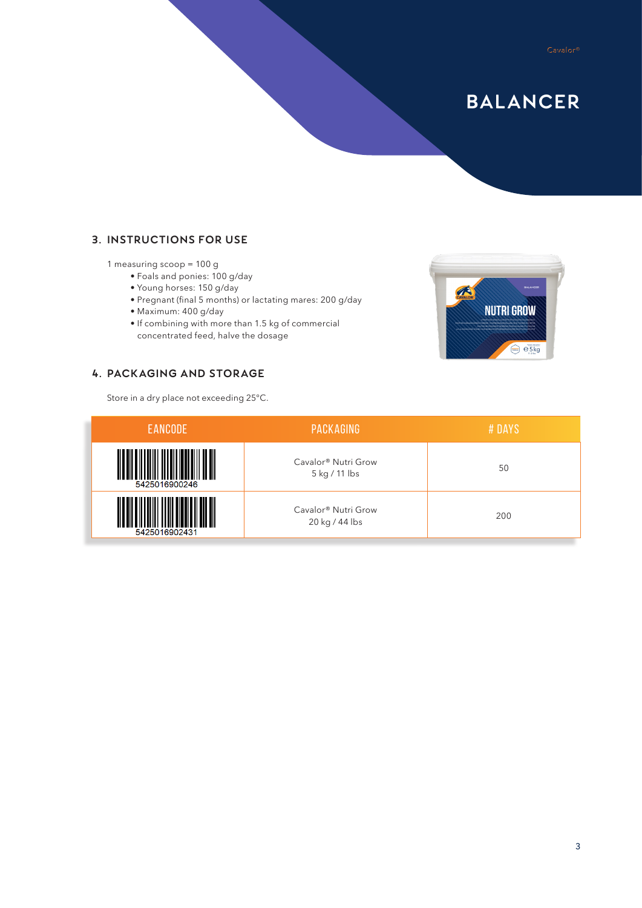# BALANCER

## 3. INSTRUCTIONS FOR USE

1 measuring scoop = 100 g

- Foals and ponies: 100 g/day
- Young horses: 150 g/day
- Pregnant (final 5 months) or lactating mares: 200 g/day
- Maximum: 400 g/day
- If combining with more than 1.5 kg of commercial concentrated feed, halve the dosage

## 4. PACKAGING AND STORAGE

Store in a dry place not exceeding 25°C.

| EANCODE | PACKAGING | # DAYS |
|---|---|---|
| 5425016900246 | Cavalor® Nutri Grow 5 kg / 11 lbs | 50 |
| 5425016902431 | Cavalor® Nutri Grow 20 kg / 44 lbs | 200 |